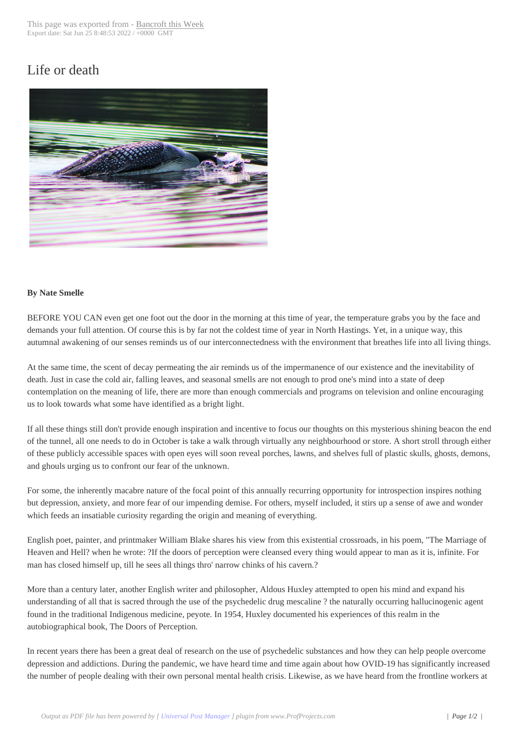# Life or death

**By Nate Smelle**

BEFORE YOU CAN even get one foot out the door in the morning at this time of year, the temperature grabs you by the face and demands your full attention. Of course this is by far not the coldest time of year in North Hastings. Yet, in a unique way, this autumnal awakening of our senses reminds us of our interconnectedness with the environment that breathes life into all living things.

At the same time, the scent of decay permeating the air reminds us of the impermanence of our existence and the inevitability of death. Just in case the cold air, falling leaves, and seasonal smells are not enough to prod one's mind into a state of deep contemplation on the meaning of life, there are more than enough commercials and programs on television and online encouraging us to look towards what some have identified as a bright light.

If all these things still don't provide enough inspiration and incentive to focus our thoughts on this mysterious shining beacon the end of the tunnel, all one needs to do in October is take a walk through virtually any neighbourhood or store. A short stroll through either of these publicly accessible spaces with open eyes will soon reveal porches, lawns, and shelves full of plastic skulls, ghosts, demons, and ghouls urging us to confront our fear of the unknown.

For some, the inherently macabre nature of the focal point of this annually recurring opportunity for introspection inspires nothing but depression, anxiety, and more fear of our impending demise. For others, myself included, it stirs up a sense of awe and wonder which feeds an insatiable curiosity regarding the origin and meaning of everything.

English poet, painter, and printmaker William Blake shares his view from this existential crossroads, in his poem, "The Marriage of Heaven and Hell? when he wrote: ?If the doors of perception were cleansed every thing would appear to man as it is, infinite. For man has closed himself up, till he sees all things thro' narrow chinks of his cavern.?

More than a century later, another English writer and philosopher, Aldous Huxley attempted to open his mind and expand his understanding of all that is sacred through the use of the psychedelic drug mescaline ? the naturally occurring hallucinogenic agent found in the traditional Indigenous medicine, peyote. In 1954, Huxley documented his experiences of this realm in the autobiographical book, The Doors of Perception.

In recent years there has been a great deal of research on the use of psychedelic substances and how they can help people overcome depression and addictions. During the pandemic, we have heard time and time again about how OVID-19 has significantly increased the number of people dealing with their own personal mental health crisis. Likewise, as we have heard from the frontline workers at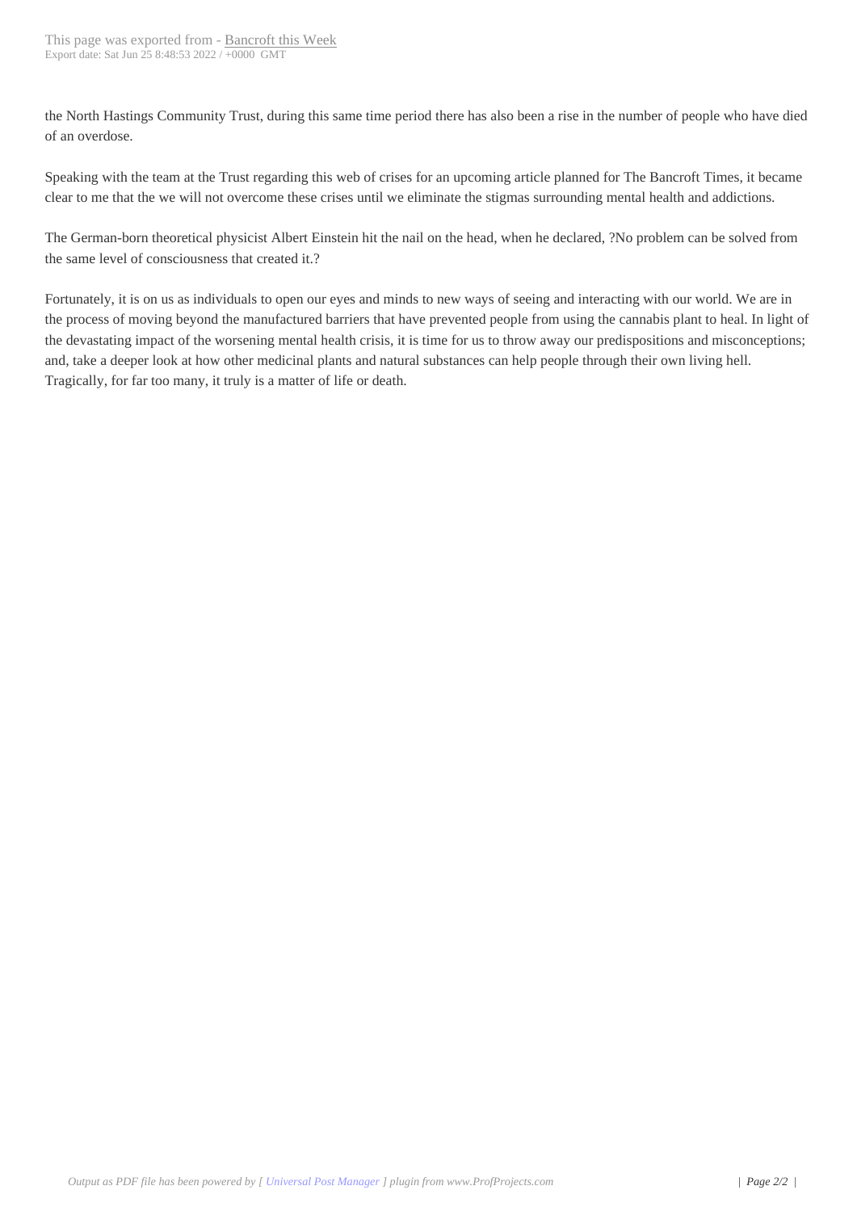the North Hastings Community Trust, during this same time period there has also been a rise in the number of people who have died of an overdose.

Speaking with the team at the Trust regarding this web of crises for an upcoming article planned for The Bancroft Times, it became clear to me that the we will not overcome these crises until we eliminate the stigmas surrounding mental health and addictions.

The German-born theoretical physicist Albert Einstein hit the nail on the head, when he declared, ?No problem can be solved from the same level of consciousness that created it.?

Fortunately, it is on us as individuals to open our eyes and minds to new ways of seeing and interacting with our world. We are in the process of moving beyond the manufactured barriers that have prevented people from using the cannabis plant to heal. In light of the devastating impact of the worsening mental health crisis, it is time for us to throw away our predispositions and misconceptions; and, take a deeper look at how other medicinal plants and natural substances can help people through their own living hell. Tragically, for far too many, it truly is a matter of life or death.